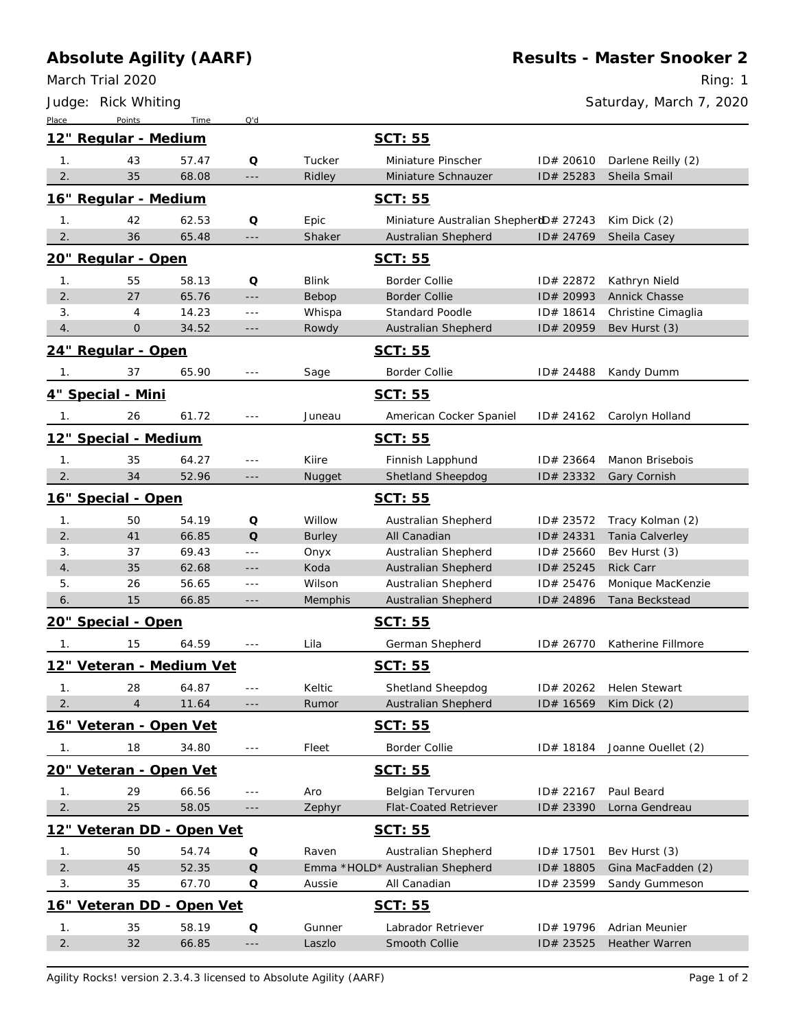# Absolute Agility (AARF)

March Trial 2020

Judge: Rick Whiting

## Results - Master Snooker 2

Ring: 1

Saturday, March 7, 2020

| Place | Points | Time | Q'd | Dog | Breed | ID | Handler |
|---|---|---|---|---|---|---|---|
| **12" Regular - Medium** | | | | **SCT: 55** | | | |
| 1. | 43 | 57.47 | **Q** | Tucker | Miniature Pinscher | ID# 20610 | Darlene Reilly (2) |
| 2. | 35 | 68.08 | --- | Ridley | Miniature Schnauzer | ID# 25283 | Sheila Smail |
| **16" Regular - Medium** | | | | **SCT: 55** | | | |
| 1. | 42 | 62.53 | **Q** | Epic | Miniature Australian Shepherd | ID# 27243 | Kim Dick (2) |
| 2. | 36 | 65.48 | --- | Shaker | Australian Shepherd | ID# 24769 | Sheila Casey |
| **20" Regular - Open** | | | | **SCT: 55** | | | |
| 1. | 55 | 58.13 | **Q** | Blink | Border Collie | ID# 22872 | Kathryn Nield |
| 2. | 27 | 65.76 | --- | Bebop | Border Collie | ID# 20993 | Annick Chasse |
| 3. | 4 | 14.23 | --- | Whispa | Standard Poodle | ID# 18614 | Christine Cimaglia |
| 4. | 0 | 34.52 | --- | Rowdy | Australian Shepherd | ID# 20959 | Bev Hurst (3) |
| **24" Regular - Open** | | | | **SCT: 55** | | | |
| 1. | 37 | 65.90 | --- | Sage | Border Collie | ID# 24488 | Kandy Dumm |
| **4" Special - Mini** | | | | **SCT: 55** | | | |
| 1. | 26 | 61.72 | --- | Juneau | American Cocker Spaniel | ID# 24162 | Carolyn Holland |
| **12" Special - Medium** | | | | **SCT: 55** | | | |
| 1. | 35 | 64.27 | --- | Kiire | Finnish Lapphund | ID# 23664 | Manon Brisebois |
| 2. | 34 | 52.96 | --- | Nugget | Shetland Sheepdog | ID# 23332 | Gary Cornish |
| **16" Special - Open** | | | | **SCT: 55** | | | |
| 1. | 50 | 54.19 | **Q** | Willow | Australian Shepherd | ID# 23572 | Tracy Kolman (2) |
| 2. | 41 | 66.85 | **Q** | Burley | All Canadian | ID# 24331 | Tania Calverley |
| 3. | 37 | 69.43 | --- | Onyx | Australian Shepherd | ID# 25660 | Bev Hurst (3) |
| 4. | 35 | 62.68 | --- | Koda | Australian Shepherd | ID# 25245 | Rick Carr |
| 5. | 26 | 56.65 | --- | Wilson | Australian Shepherd | ID# 25476 | Monique MacKenzie |
| 6. | 15 | 66.85 | --- | Memphis | Australian Shepherd | ID# 24896 | Tana Beckstead |
| **20" Special - Open** | | | | **SCT: 55** | | | |
| 1. | 15 | 64.59 | --- | Lila | German Shepherd | ID# 26770 | Katherine Fillmore |
| **12" Veteran - Medium Vet** | | | | **SCT: 55** | | | |
| 1. | 28 | 64.87 | --- | Keltic | Shetland Sheepdog | ID# 20262 | Helen Stewart |
| 2. | 4 | 11.64 | --- | Rumor | Australian Shepherd | ID# 16569 | Kim Dick (2) |
| **16" Veteran - Open Vet** | | | | **SCT: 55** | | | |
| 1. | 18 | 34.80 | --- | Fleet | Border Collie | ID# 18184 | Joanne Ouellet (2) |
| **20" Veteran - Open Vet** | | | | **SCT: 55** | | | |
| 1. | 29 | 66.56 | --- | Aro | Belgian Tervuren | ID# 22167 | Paul Beard |
| 2. | 25 | 58.05 | --- | Zephyr | Flat-Coated Retriever | ID# 23390 | Lorna Gendreau |
| **12" Veteran DD - Open Vet** | | | | **SCT: 55** | | | |
| 1. | 50 | 54.74 | **Q** | Raven | Australian Shepherd | ID# 17501 | Bev Hurst (3) |
| 2. | 45 | 52.35 | **Q** | Emma *HOLD* | Australian Shepherd | ID# 18805 | Gina MacFadden (2) |
| 3. | 35 | 67.70 | **Q** | Aussie | All Canadian | ID# 23599 | Sandy Gummeson |
| **16" Veteran DD - Open Vet** | | | | **SCT: 55** | | | |
| 1. | 35 | 58.19 | **Q** | Gunner | Labrador Retriever | ID# 19796 | Adrian Meunier |
| 2. | 32 | 66.85 | --- | Laszlo | Smooth Collie | ID# 23525 | Heather Warren |

Agility Rocks! version 2.3.4.3 licensed to Absolute Agility (AARF)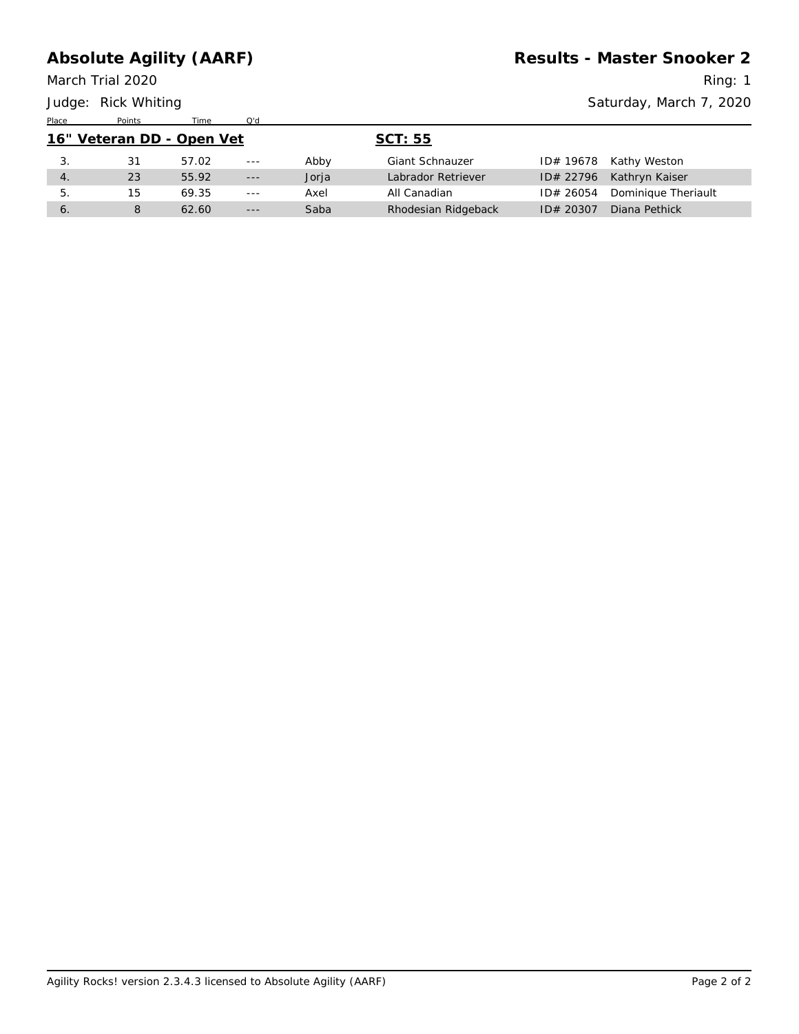# Absolute Agility (AARF)

March Trial 2020

Judge: Rick Whiting

## Results - Master Snooker 2

Ring: 1

Saturday, March 7, 2020

### 16" Veteran DD - Open Vet

**SCT: 55**

| Place | Points | Time | Q'd | | | | |
|---|---|---|---|---|---|---|---|
| 3. | 31 | 57.02 | --- | Abby | Giant Schnauzer | ID# 19678 | Kathy Weston |
| 4. | 23 | 55.92 | --- | Jorja | Labrador Retriever | ID# 22796 | Kathryn Kaiser |
| 5. | 15 | 69.35 | --- | Axel | All Canadian | ID# 26054 | Dominique Theriault |
| 6. | 8 | 62.60 | --- | Saba | Rhodesian Ridgeback | ID# 20307 | Diana Pethick |

Agility Rocks! version 2.3.4.3 licensed to Absolute Agility (AARF)